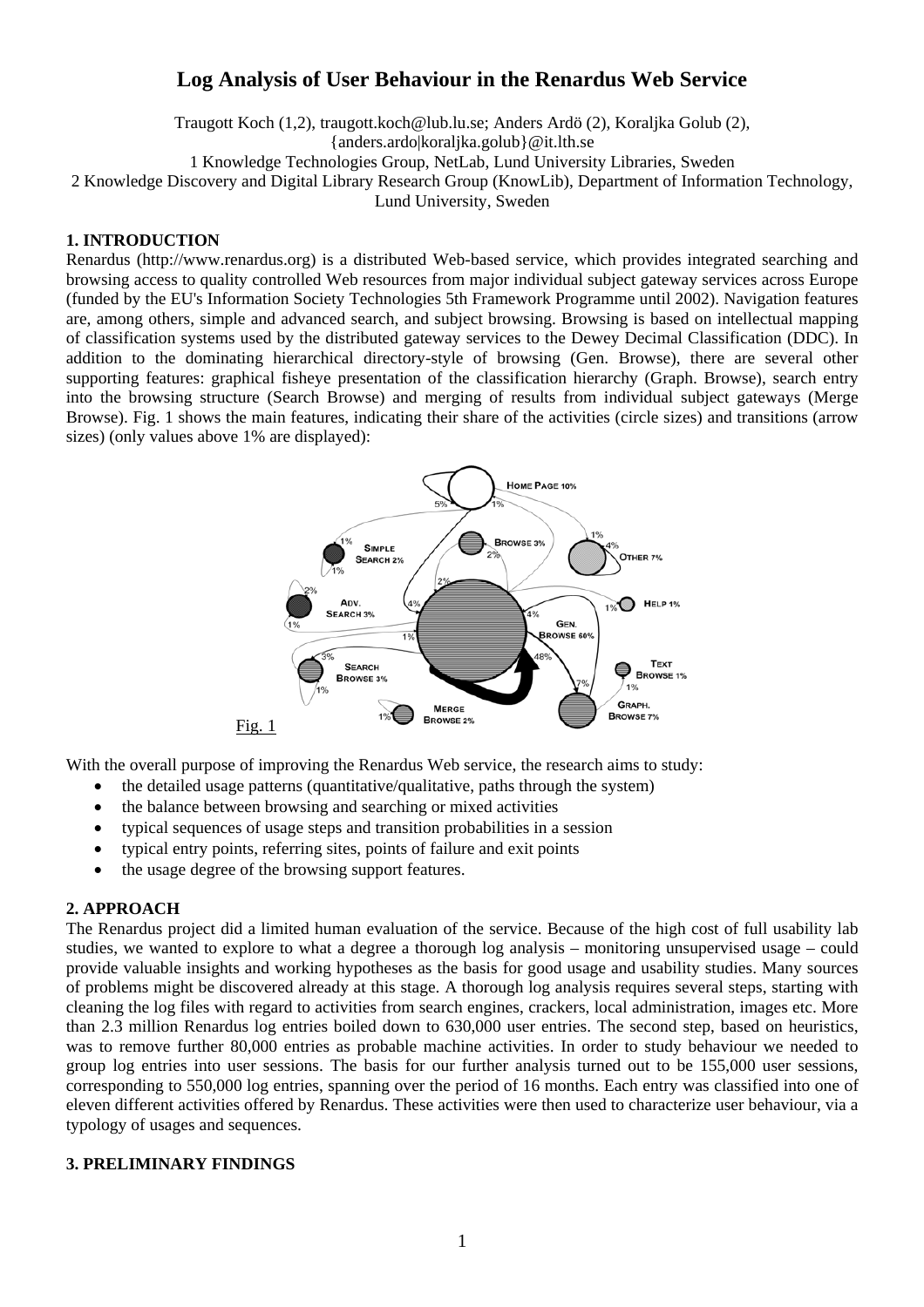# Log Analysis of User Behaviour in the Renardus Web Service

Traugott Koch (1,2), traugott.koch@lub.lu.se; Anders Ardö (2), Koraljka Golub (2), {anders.ardo|koraljka.golub}@it.lth.se

1 Knowledge Technologies Group, NetLab, Lund University Libraries, Sweden

2 Knowledge Discovery and Digital Library Research Group (KnowLib), Department of Information Technology, Lund University, Sweden

## 1. INTRODUCTION

Renardus (http://www.renardus.org) is a distributed Web-based service, which provides integrated searching and browsing access to quality controlled Web resources from major individual subject gateway services across Europe (funded by the EU's Information Society Technologies 5th Framework Programme until 2002). Navigation features are, among others, simple and advanced search, and subject browsing. Browsing is based on intellectual mapping of classification systems used by the distributed gateway services to the Dewey Decimal Classification (DDC). In addition to the dominating hierarchical directory-style of browsing (Gen. Browse), there are several other supporting features: graphical fisheye presentation of the classification hierarchy (Graph. Browse), search entry into the browsing structure (Search Browse) and merging of results from individual subject gateways (Merge Browse). Fig. 1 shows the main features, indicating their share of the activities (circle sizes) and transitions (arrow sizes) (only values above 1% are displayed):

Fig. 1

With the overall purpose of improving the Renardus Web service, the research aims to study:

- the detailed usage patterns (quantitative/qualitative, paths through the system)
- the balance between browsing and searching or mixed activities
- typical sequences of usage steps and transition probabilities in a session
- typical entry points, referring sites, points of failure and exit points
- the usage degree of the browsing support features.

## 2. APPROACH

The Renardus project did a limited human evaluation of the service. Because of the high cost of full usability lab studies, we wanted to explore to what a degree a thorough log analysis – monitoring unsupervised usage – could provide valuable insights and working hypotheses as the basis for good usage and usability studies. Many sources of problems might be discovered already at this stage. A thorough log analysis requires several steps, starting with cleaning the log files with regard to activities from search engines, crackers, local administration, images etc. More than 2.3 million Renardus log entries boiled down to 630,000 user entries. The second step, based on heuristics, was to remove further 80,000 entries as probable machine activities. In order to study behaviour we needed to group log entries into user sessions. The basis for our further analysis turned out to be 155,000 user sessions, corresponding to 550,000 log entries, spanning over the period of 16 months. Each entry was classified into one of eleven different activities offered by Renardus. These activities were then used to characterize user behaviour, via a typology of usages and sequences.

## 3. PRELIMINARY FINDINGS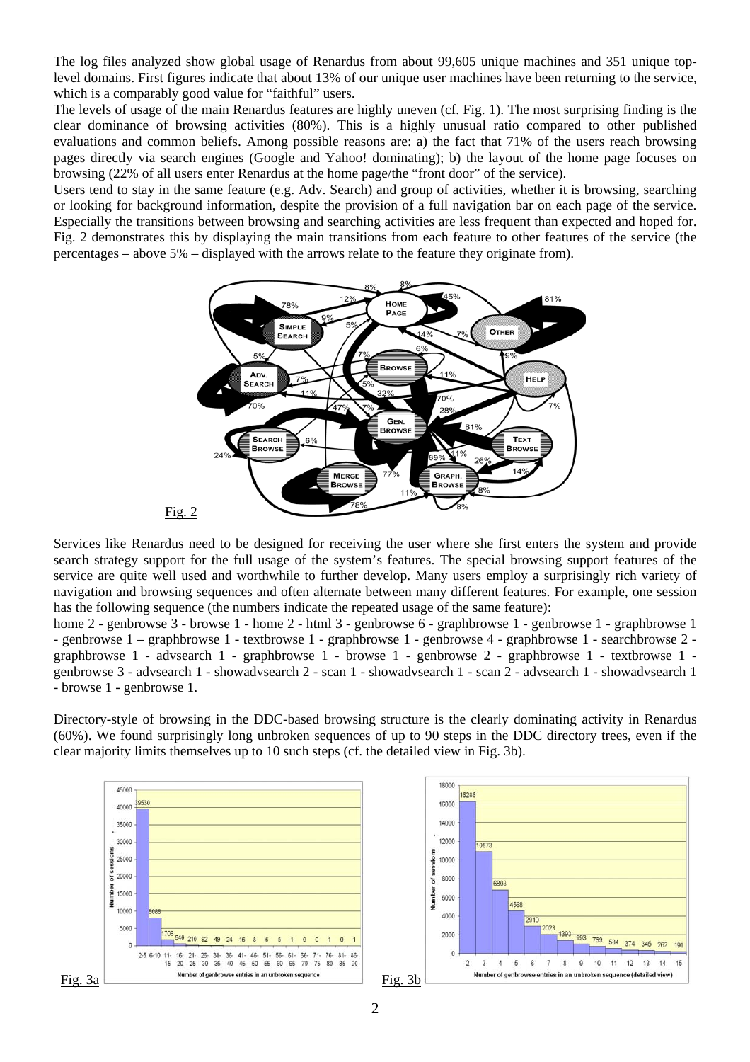The log files analyzed show global usage of Renardus from about 99,605 unique machines and 351 unique top-level domains. First figures indicate that about 13% of our unique user machines have been returning to the service, which is a comparably good value for "faithful" users.

The levels of usage of the main Renardus features are highly uneven (cf. Fig. 1). The most surprising finding is the clear dominance of browsing activities (80%). This is a highly unusual ratio compared to other published evaluations and common beliefs. Among possible reasons are: a) the fact that 71% of the users reach browsing pages directly via search engines (Google and Yahoo! dominating); b) the layout of the home page focuses on browsing (22% of all users enter Renardus at the home page/the "front door" of the service).

Users tend to stay in the same feature (e.g. Adv. Search) and group of activities, whether it is browsing, searching or looking for background information, despite the provision of a full navigation bar on each page of the service. Especially the transitions between browsing and searching activities are less frequent than expected and hoped for. Fig. 2 demonstrates this by displaying the main transitions from each feature to other features of the service (the percentages – above 5% – displayed with the arrows relate to the feature they originate from).

Fig. 2

Services like Renardus need to be designed for receiving the user where she first enters the system and provide search strategy support for the full usage of the system's features. The special browsing support features of the service are quite well used and worthwhile to further develop. Many users employ a surprisingly rich variety of navigation and browsing sequences and often alternate between many different features. For example, one session has the following sequence (the numbers indicate the repeated usage of the same feature):

home 2 - genbrowse 3 - browse 1 - home 2 - html 3 - genbrowse 6 - graphbrowse 1 - genbrowse 1 - graphbrowse 1 - genbrowse 1 – graphbrowse 1 - textbrowse 1 - graphbrowse 1 - genbrowse 4 - graphbrowse 1 - searchbrowse 2 - graphbrowse 1 - advsearch 1 - graphbrowse 1 - browse 1 - genbrowse 2 - graphbrowse 1 - textbrowse 1 - genbrowse 3 - advsearch 1 - showadvsearch 2 - scan 1 - showadvsearch 1 - scan 2 - advsearch 1 - showadvsearch 1 - browse 1 - genbrowse 1.

Directory-style of browsing in the DDC-based browsing structure is the clearly dominating activity in Renardus (60%). We found surprisingly long unbroken sequences of up to 90 steps in the DDC directory trees, even if the clear majority limits themselves up to 10 such steps (cf. the detailed view in Fig. 3b).

Fig. 3a

Fig. 3b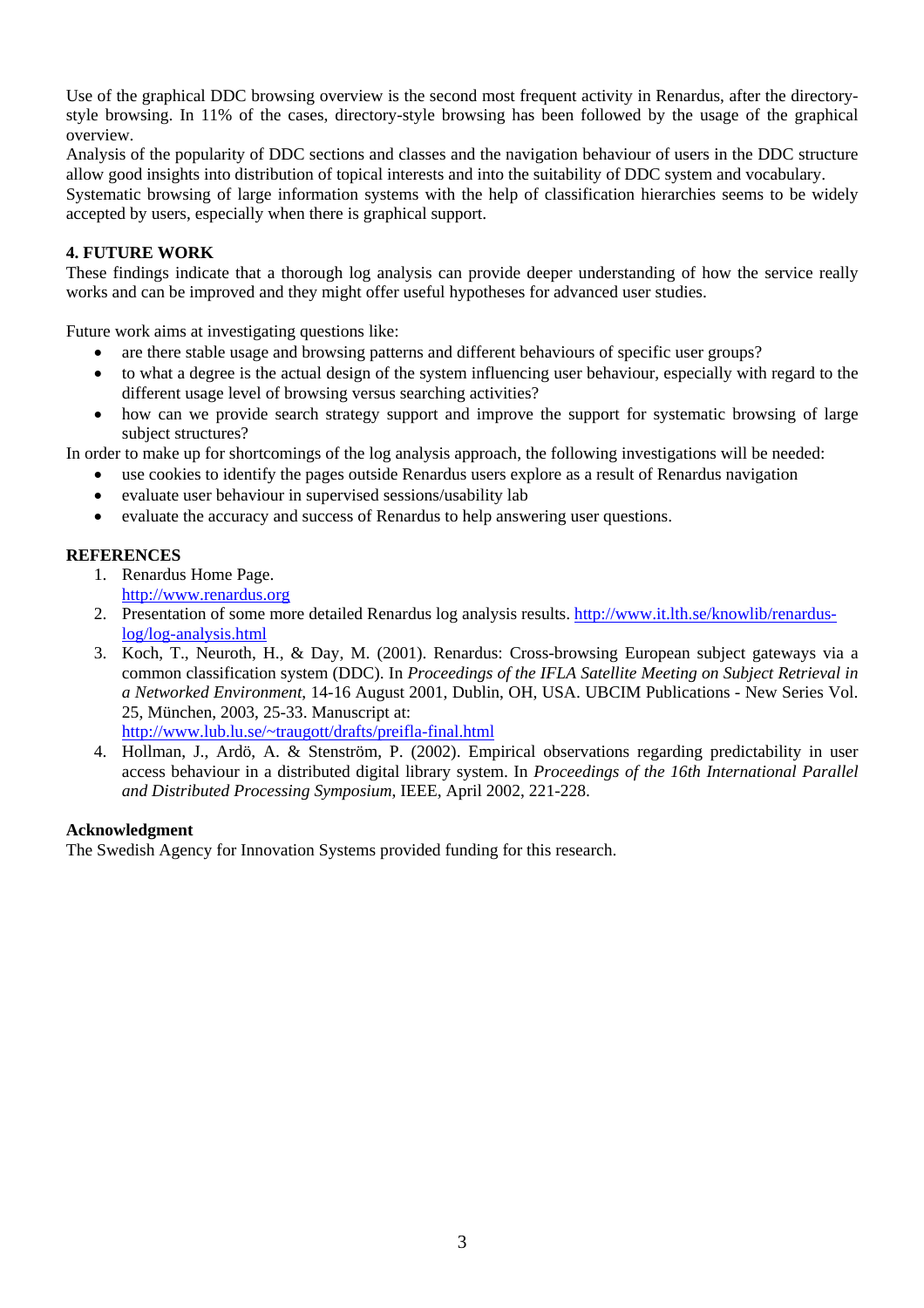Use of the graphical DDC browsing overview is the second most frequent activity in Renardus, after the directory-style browsing. In 11% of the cases, directory-style browsing has been followed by the usage of the graphical overview.

Analysis of the popularity of DDC sections and classes and the navigation behaviour of users in the DDC structure allow good insights into distribution of topical interests and into the suitability of DDC system and vocabulary.

Systematic browsing of large information systems with the help of classification hierarchies seems to be widely accepted by users, especially when there is graphical support.

## 4. FUTURE WORK

These findings indicate that a thorough log analysis can provide deeper understanding of how the service really works and can be improved and they might offer useful hypotheses for advanced user studies.

Future work aims at investigating questions like:

- are there stable usage and browsing patterns and different behaviours of specific user groups?
- to what a degree is the actual design of the system influencing user behaviour, especially with regard to the different usage level of browsing versus searching activities?
- how can we provide search strategy support and improve the support for systematic browsing of large subject structures?

In order to make up for shortcomings of the log analysis approach, the following investigations will be needed:

- use cookies to identify the pages outside Renardus users explore as a result of Renardus navigation
- evaluate user behaviour in supervised sessions/usability lab
- evaluate the accuracy and success of Renardus to help answering user questions.

## REFERENCES

1. Renardus Home Page.
   http://www.renardus.org
2. Presentation of some more detailed Renardus log analysis results. http://www.it.lth.se/knowlib/renardus-log/log-analysis.html
3. Koch, T., Neuroth, H., & Day, M. (2001). Renardus: Cross-browsing European subject gateways via a common classification system (DDC). In *Proceedings of the IFLA Satellite Meeting on Subject Retrieval in a Networked Environment*, 14-16 August 2001, Dublin, OH, USA. UBCIM Publications - New Series Vol. 25, München, 2003, 25-33. Manuscript at:
   http://www.lub.lu.se/~traugott/drafts/preifla-final.html
4. Hollman, J., Ardö, A. & Stenström, P. (2002). Empirical observations regarding predictability in user access behaviour in a distributed digital library system. In *Proceedings of the 16th International Parallel and Distributed Processing Symposium*, IEEE, April 2002, 221-228.

**Acknowledgment**

The Swedish Agency for Innovation Systems provided funding for this research.